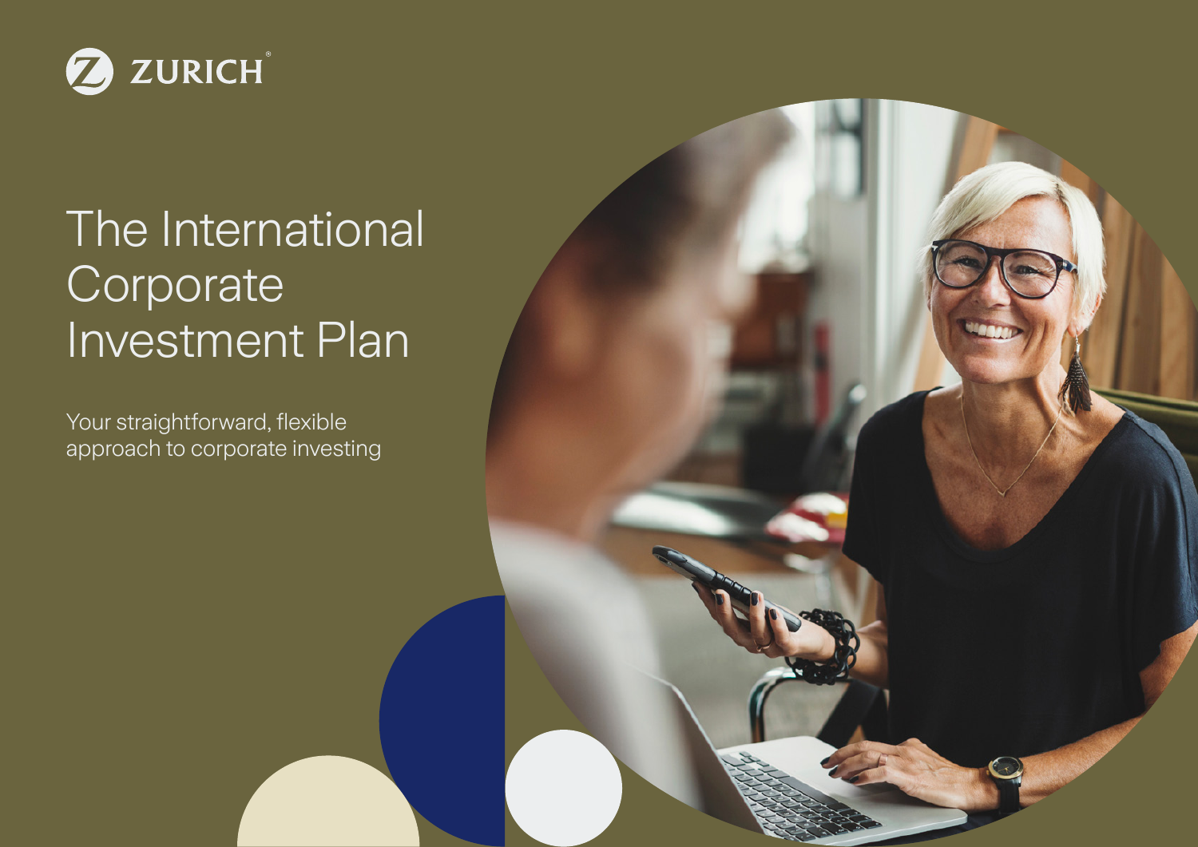ZURICH

# The International Corporate Investment Plan

Your straightforward, flexible approach to corporate investing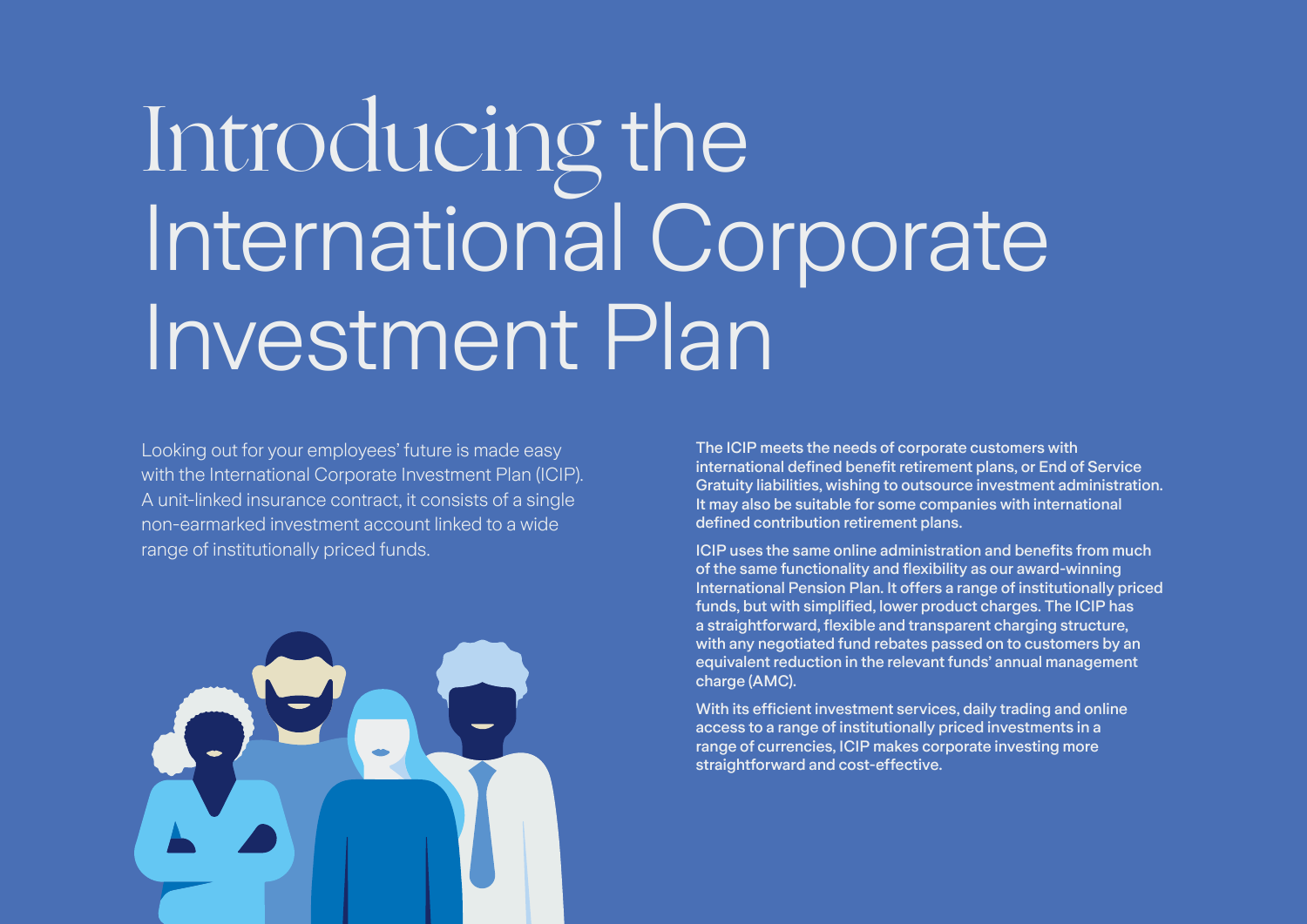# Introducing the International Corporate Investment Plan

Looking out for your employees' future is made easy with the International Corporate Investment Plan (ICIP). A unit-linked insurance contract, it consists of a single non-earmarked investment account linked to a wide range of institutionally priced funds.

The ICIP meets the needs of corporate customers with international defined benefit retirement plans, or End of Service Gratuity liabilities, wishing to outsource investment administration. It may also be suitable for some companies with international defined contribution retirement plans.

ICIP uses the same online administration and benefits from much of the same functionality and flexibility as our award-winning International Pension Plan. It offers a range of institutionally priced funds, but with simplified, lower product charges. The ICIP has a straightforward, flexible and transparent charging structure, with any negotiated fund rebates passed on to customers by an equivalent reduction in the relevant funds' annual management charge (AMC).

With its efficient investment services, daily trading and online access to a range of institutionally priced investments in a range of currencies, ICIP makes corporate investing more straightforward and cost-effective.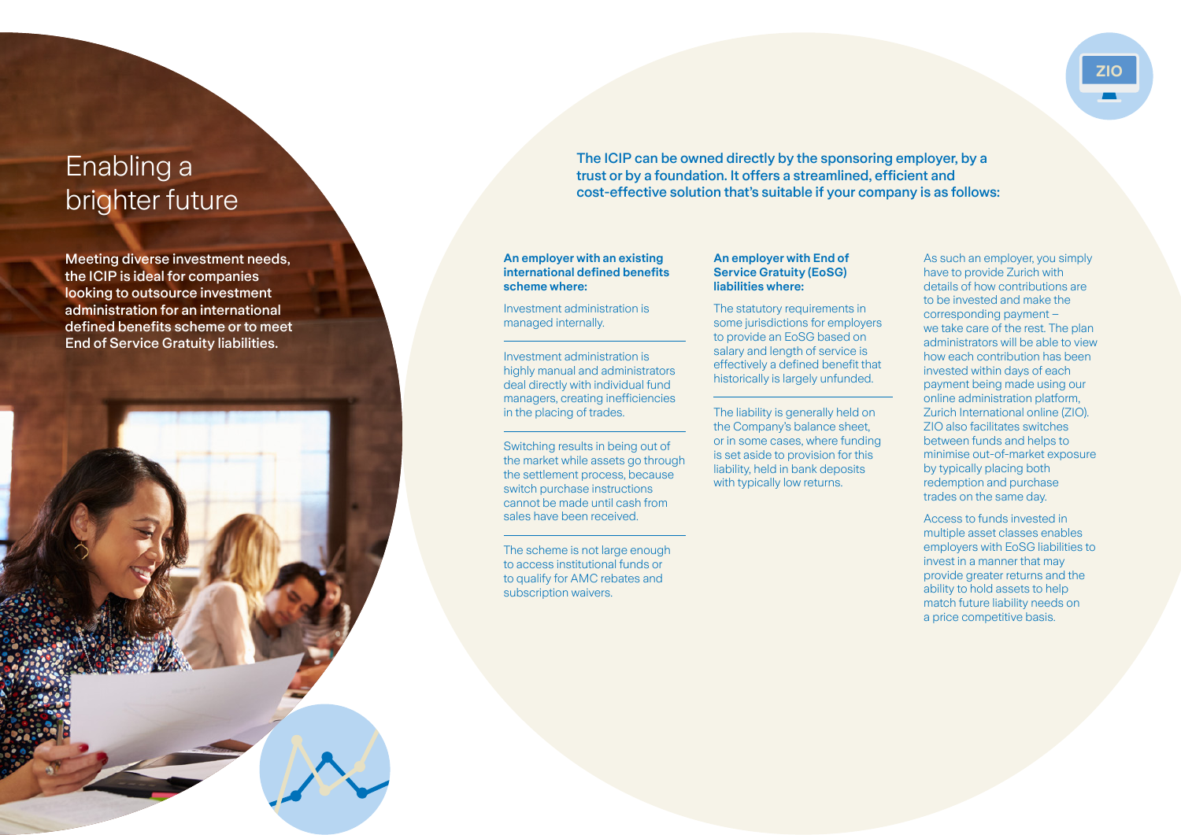# Enabling a brighter future

**Meeting diverse investment needs, the ICIP is ideal for companies looking to outsource investment administration for an international defined benefits scheme or to meet End of Service Gratuity liabilities.**

**The ICIP can be owned directly by the sponsoring employer, by a trust or by a foundation. It offers a streamlined, efficient and cost-effective solution that's suitable if your company is as follows:**

**An employer with an existing international defined benefits scheme where:**

Investment administration is managed internally.

Investment administration is highly manual and administrators deal directly with individual fund managers, creating inefficiencies in the placing of trades.

Switching results in being out of the market while assets go through the settlement process, because switch purchase instructions cannot be made until cash from sales have been received.

The scheme is not large enough to access institutional funds or to qualify for AMC rebates and subscription waivers.

**An employer with End of Service Gratuity (EoSG) liabilities where:**

The statutory requirements in some jurisdictions for employers to provide an EoSG based on salary and length of service is effectively a defined benefit that historically is largely unfunded.

The liability is generally held on the Company's balance sheet, or in some cases, where funding is set aside to provision for this liability, held in bank deposits with typically low returns.

As such an employer, you simply have to provide Zurich with details of how contributions are to be invested and make the corresponding payment – we take care of the rest. The plan administrators will be able to view how each contribution has been invested within days of each payment being made using our online administration platform, Zurich International online (ZIO). ZIO also facilitates switches between funds and helps to minimise out-of-market exposure by typically placing both redemption and purchase trades on the same day.

Access to funds invested in multiple asset classes enables employers with EoSG liabilities to invest in a manner that may provide greater returns and the ability to hold assets to help match future liability needs on a price competitive basis.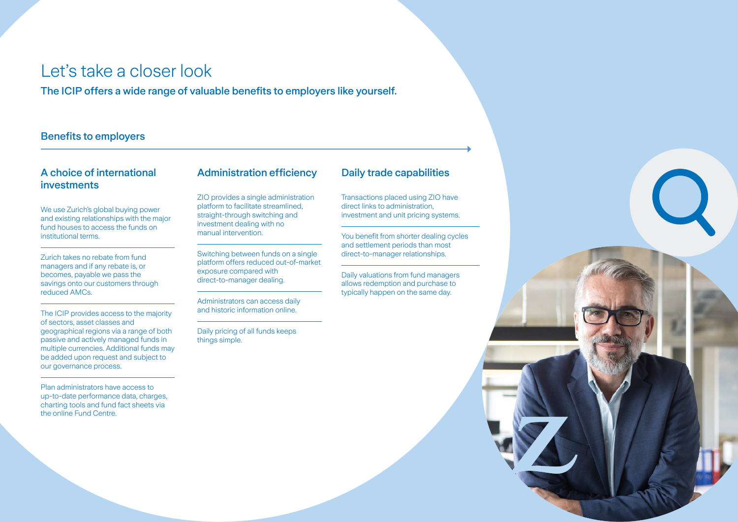# Let's take a closer look

**The ICIP offers a wide range of valuable benefits to employers like yourself.**

## Benefits to employers

### A choice of international investments

We use Zurich's global buying power and existing relationships with the major fund houses to access the funds on institutional terms.

Zurich takes no rebate from fund managers and if any rebate is, or becomes, payable we pass the savings onto our customers through reduced AMCs.

The ICIP provides access to the majority of sectors, asset classes and geographical regions via a range of both passive and actively managed funds in multiple currencies. Additional funds may be added upon request and subject to our governance process.

Plan administrators have access to up-to-date performance data, charges, charting tools and fund fact sheets via the online Fund Centre.

### Administration efficiency

ZIO provides a single administration platform to facilitate streamlined, straight-through switching and investment dealing with no manual intervention.

Switching between funds on a single platform offers reduced out-of-market exposure compared with direct-to-manager dealing.

Administrators can access daily and historic information online.

Daily pricing of all funds keeps things simple.

### Daily trade capabilities

Transactions placed using ZIO have direct links to administration, investment and unit pricing systems.

You benefit from shorter dealing cycles and settlement periods than most direct-to-manager relationships.

Daily valuations from fund managers allows redemption and purchase to typically happen on the same day.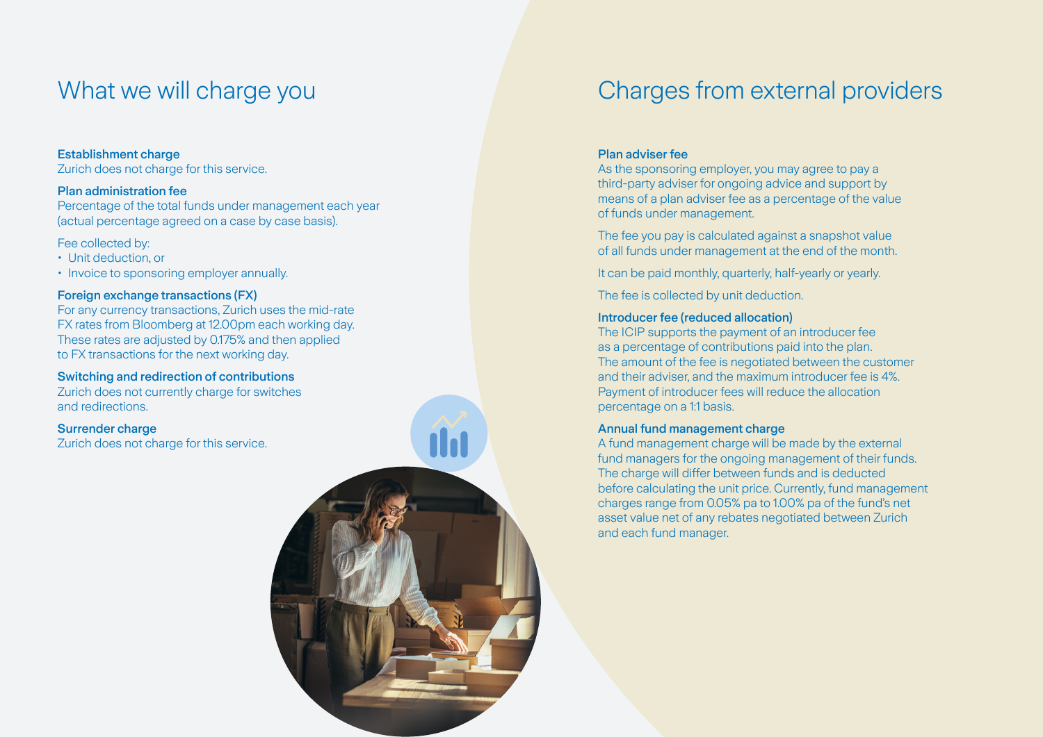## What we will charge you

**Establishment charge**
Zurich does not charge for this service.

**Plan administration fee**
Percentage of the total funds under management each year (actual percentage agreed on a case by case basis).

Fee collected by:

- Unit deduction, or
- Invoice to sponsoring employer annually.

**Foreign exchange transactions (FX)**
For any currency transactions, Zurich uses the mid-rate FX rates from Bloomberg at 12.00pm each working day. These rates are adjusted by 0.175% and then applied to FX transactions for the next working day.

**Switching and redirection of contributions**
Zurich does not currently charge for switches and redirections.

**Surrender charge**
Zurich does not charge for this service.

## Charges from external providers

**Plan adviser fee**
As the sponsoring employer, you may agree to pay a third-party adviser for ongoing advice and support by means of a plan adviser fee as a percentage of the value of funds under management.

The fee you pay is calculated against a snapshot value of all funds under management at the end of the month.

It can be paid monthly, quarterly, half-yearly or yearly.

The fee is collected by unit deduction.

**Introducer fee (reduced allocation)**
The ICIP supports the payment of an introducer fee as a percentage of contributions paid into the plan. The amount of the fee is negotiated between the customer and their adviser, and the maximum introducer fee is 4%. Payment of introducer fees will reduce the allocation percentage on a 1:1 basis.

**Annual fund management charge**
A fund management charge will be made by the external fund managers for the ongoing management of their funds. The charge will differ between funds and is deducted before calculating the unit price. Currently, fund management charges range from 0.05% pa to 1.00% pa of the fund's net asset value net of any rebates negotiated between Zurich and each fund manager.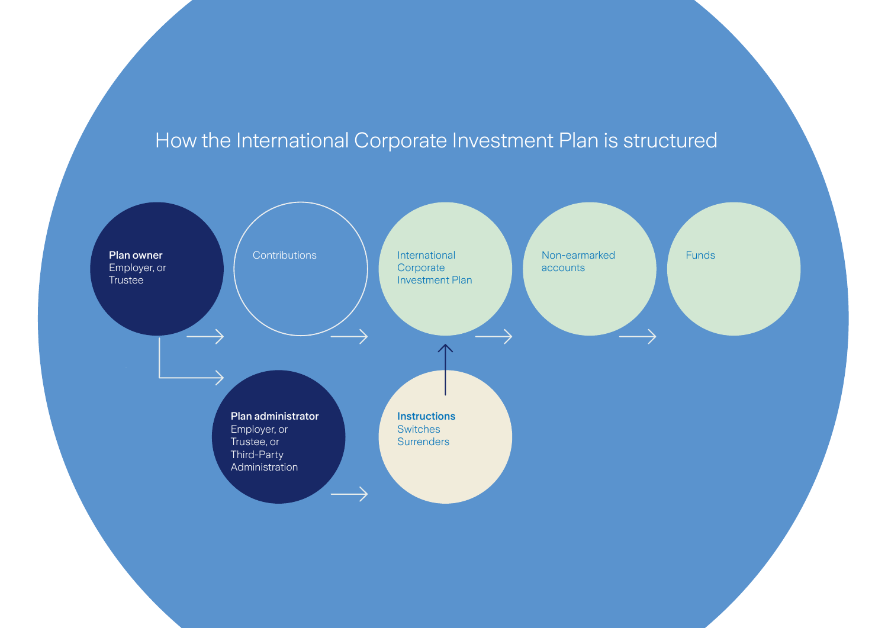# How the International Corporate Investment Plan is structured

**Plan owner**
Employer, or
Trustee

Contributions

International
Corporate
Investment Plan

Non-earmarked
accounts

Funds

**Plan administrator**
Employer, or
Trustee, or
Third-Party
Administration

**Instructions**
Switches
Surrenders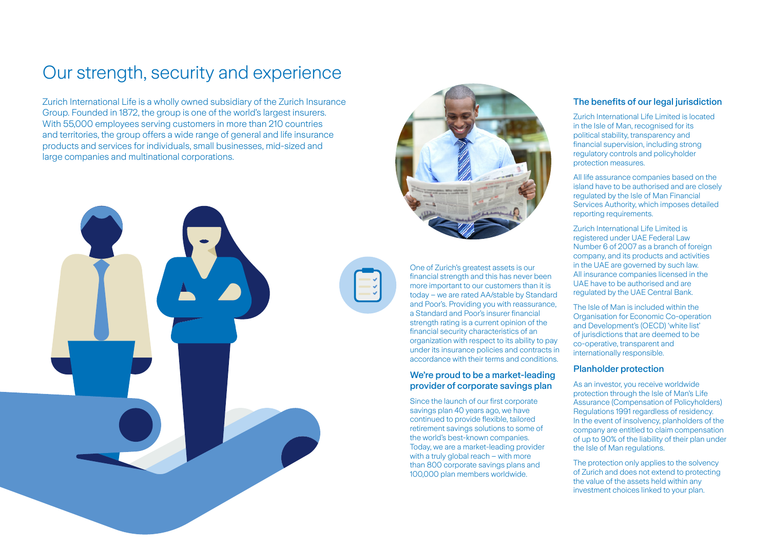# Our strength, security and experience

Zurich International Life is a wholly owned subsidiary of the Zurich Insurance Group. Founded in 1872, the group is one of the world's largest insurers. With 55,000 employees serving customers in more than 210 countries and territories, the group offers a wide range of general and life insurance products and services for individuals, small businesses, mid-sized and large companies and multinational corporations.

One of Zurich's greatest assets is our financial strength and this has never been more important to our customers than it is today – we are rated AA/stable by Standard and Poor's. Providing you with reassurance, a Standard and Poor's insurer financial strength rating is a current opinion of the financial security characteristics of an organization with respect to its ability to pay under its insurance policies and contracts in accordance with their terms and conditions.

## We're proud to be a market-leading provider of corporate savings plan

Since the launch of our first corporate savings plan 40 years ago, we have continued to provide flexible, tailored retirement savings solutions to some of the world's best-known companies. Today, we are a market-leading provider with a truly global reach – with more than 800 corporate savings plans and 100,000 plan members worldwide.

## The benefits of our legal jurisdiction

Zurich International Life Limited is located in the Isle of Man, recognised for its political stability, transparency and financial supervision, including strong regulatory controls and policyholder protection measures.

All life assurance companies based on the island have to be authorised and are closely regulated by the Isle of Man Financial Services Authority, which imposes detailed reporting requirements.

Zurich International Life Limited is registered under UAE Federal Law Number 6 of 2007 as a branch of foreign company, and its products and activities in the UAE are governed by such law. All insurance companies licensed in the UAE have to be authorised and are regulated by the UAE Central Bank.

The Isle of Man is included within the Organisation for Economic Co-operation and Development's (OECD) 'white list' of jurisdictions that are deemed to be co-operative, transparent and internationally responsible.

## Planholder protection

As an investor, you receive worldwide protection through the Isle of Man's Life Assurance (Compensation of Policyholders) Regulations 1991 regardless of residency. In the event of insolvency, planholders of the company are entitled to claim compensation of up to 90% of the liability of their plan under the Isle of Man regulations.

The protection only applies to the solvency of Zurich and does not extend to protecting the value of the assets held within any investment choices linked to your plan.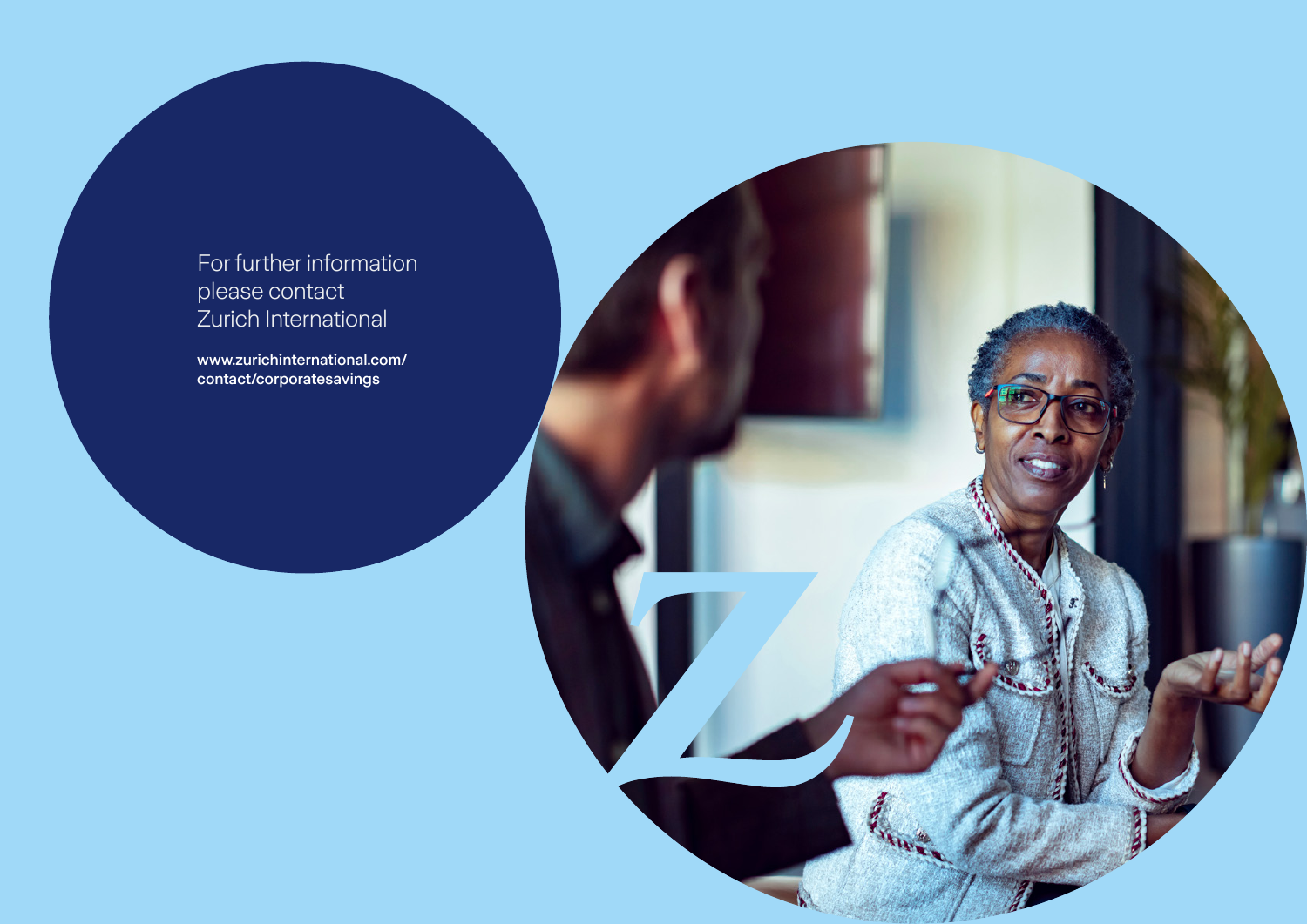For further information please contact Zurich International

**www.zurichinternational.com/contact/corporatesavings**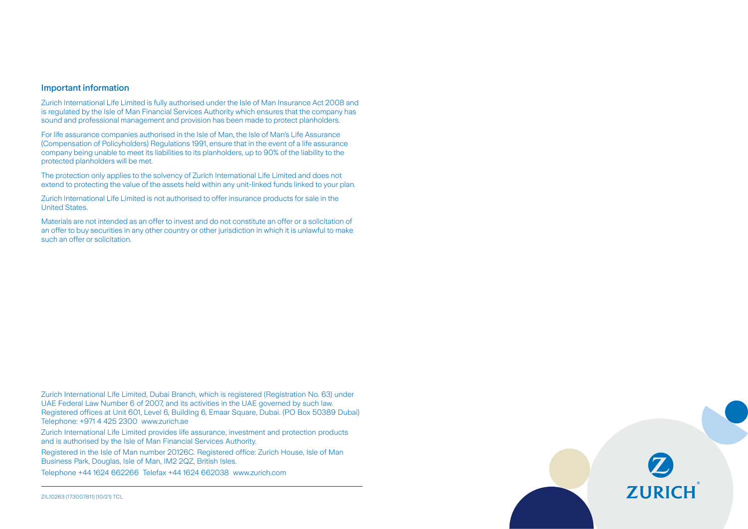## Important information

Zurich International Life Limited is fully authorised under the Isle of Man Insurance Act 2008 and is regulated by the Isle of Man Financial Services Authority which ensures that the company has sound and professional management and provision has been made to protect planholders.

For life assurance companies authorised in the Isle of Man, the Isle of Man's Life Assurance (Compensation of Policyholders) Regulations 1991, ensure that in the event of a life assurance company being unable to meet its liabilities to its planholders, up to 90% of the liability to the protected planholders will be met.

The protection only applies to the solvency of Zurich International Life Limited and does not extend to protecting the value of the assets held within any unit-linked funds linked to your plan.

Zurich International Life Limited is not authorised to offer insurance products for sale in the United States.

Materials are not intended as an offer to invest and do not constitute an offer or a solicitation of an offer to buy securities in any other country or other jurisdiction in which it is unlawful to make such an offer or solicitation.

Zurich International Life Limited, Dubai Branch, which is registered (Registration No. 63) under UAE Federal Law Number 6 of 2007, and its activities in the UAE governed by such law. Registered offices at Unit 601, Level 6, Building 6, Emaar Square, Dubai. (PO Box 50389 Dubai) Telephone: +971 4 425 2300 www.zurich.ae

Zurich International Life Limited provides life assurance, investment and protection products and is authorised by the Isle of Man Financial Services Authority.

Registered in the Isle of Man number 20126C. Registered office: Zurich House, Isle of Man Business Park, Douglas, Isle of Man, IM2 2QZ, British Isles.

Telephone +44 1624 662266 Telefax +44 1624 662038 www.zurich.com

ZIL10263 (173007811) (10/21) TCL

ZURICH